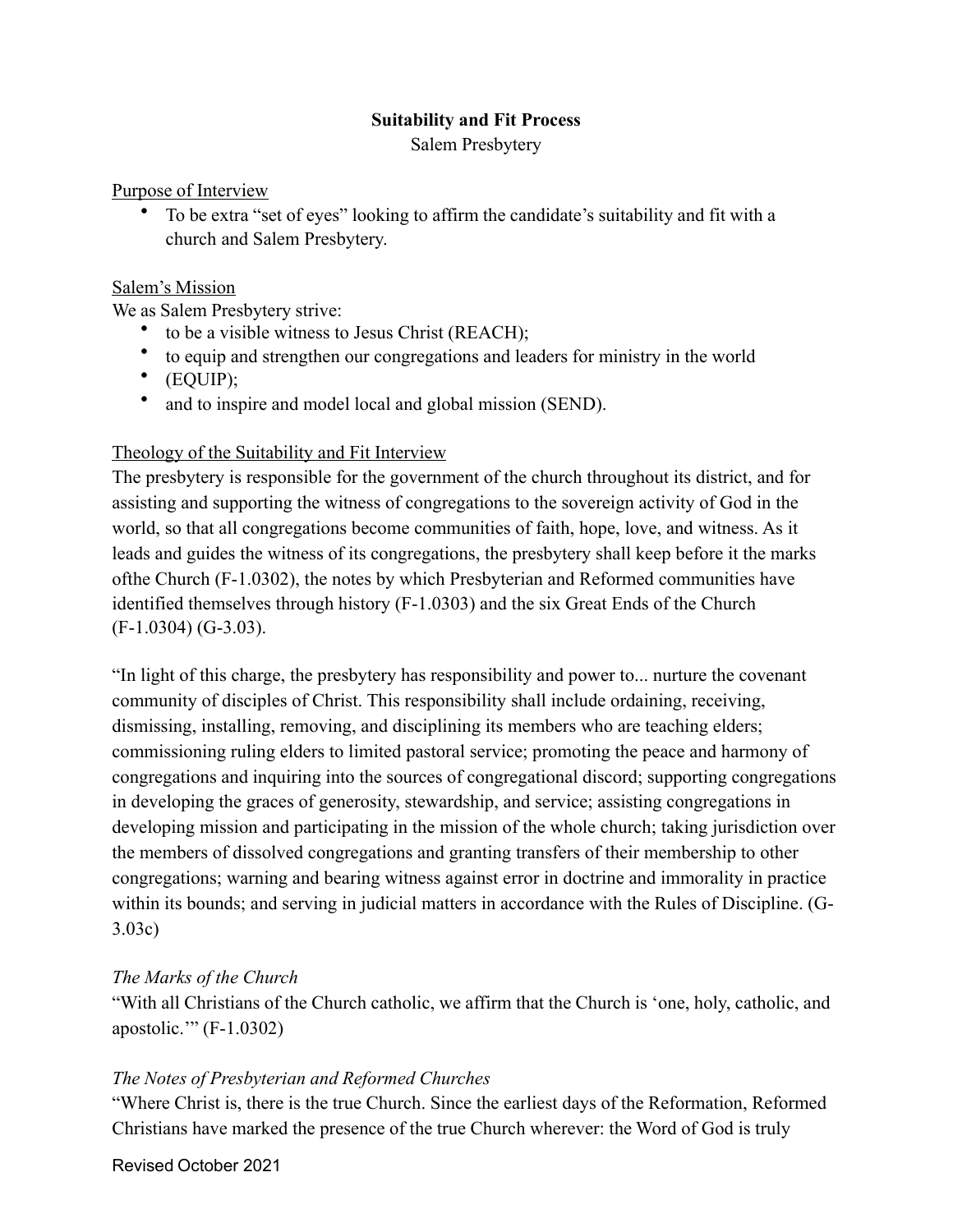**Suitability and Fit Process**

Salem Presbytery

<u>Purpose of Interview</u>

- To be extra "set of eyes" looking to affirm the candidate's suitability and fit with a church and Salem Presbytery.

<u>Salem's Mission</u>

We as Salem Presbytery strive:

- to be a visible witness to Jesus Christ (REACH);
- to equip and strengthen our congregations and leaders for ministry in the world
- (EQUIP);
- and to inspire and model local and global mission (SEND).

<u>Theology of the Suitability and Fit Interview</u>

The presbytery is responsible for the government of the church throughout its district, and for assisting and supporting the witness of congregations to the sovereign activity of God in the world, so that all congregations become communities of faith, hope, love, and witness. As it leads and guides the witness of its congregations, the presbytery shall keep before it the marks ofthe Church (F-1.0302), the notes by which Presbyterian and Reformed communities have identified themselves through history (F-1.0303) and the six Great Ends of the Church (F-1.0304) (G-3.03).

"In light of this charge, the presbytery has responsibility and power to... nurture the covenant community of disciples of Christ. This responsibility shall include ordaining, receiving, dismissing, installing, removing, and disciplining its members who are teaching elders; commissioning ruling elders to limited pastoral service; promoting the peace and harmony of congregations and inquiring into the sources of congregational discord; supporting congregations in developing the graces of generosity, stewardship, and service; assisting congregations in developing mission and participating in the mission of the whole church; taking jurisdiction over the members of dissolved congregations and granting transfers of their membership to other congregations; warning and bearing witness against error in doctrine and immorality in practice within its bounds; and serving in judicial matters in accordance with the Rules of Discipline. (G-3.03c)

*The Marks of the Church*

"With all Christians of the Church catholic, we affirm that the Church is 'one, holy, catholic, and apostolic.'" (F-1.0302)

*The Notes of Presbyterian and Reformed Churches*

"Where Christ is, there is the true Church. Since the earliest days of the Reformation, Reformed Christians have marked the presence of the true Church wherever: the Word of God is truly

Revised October 2021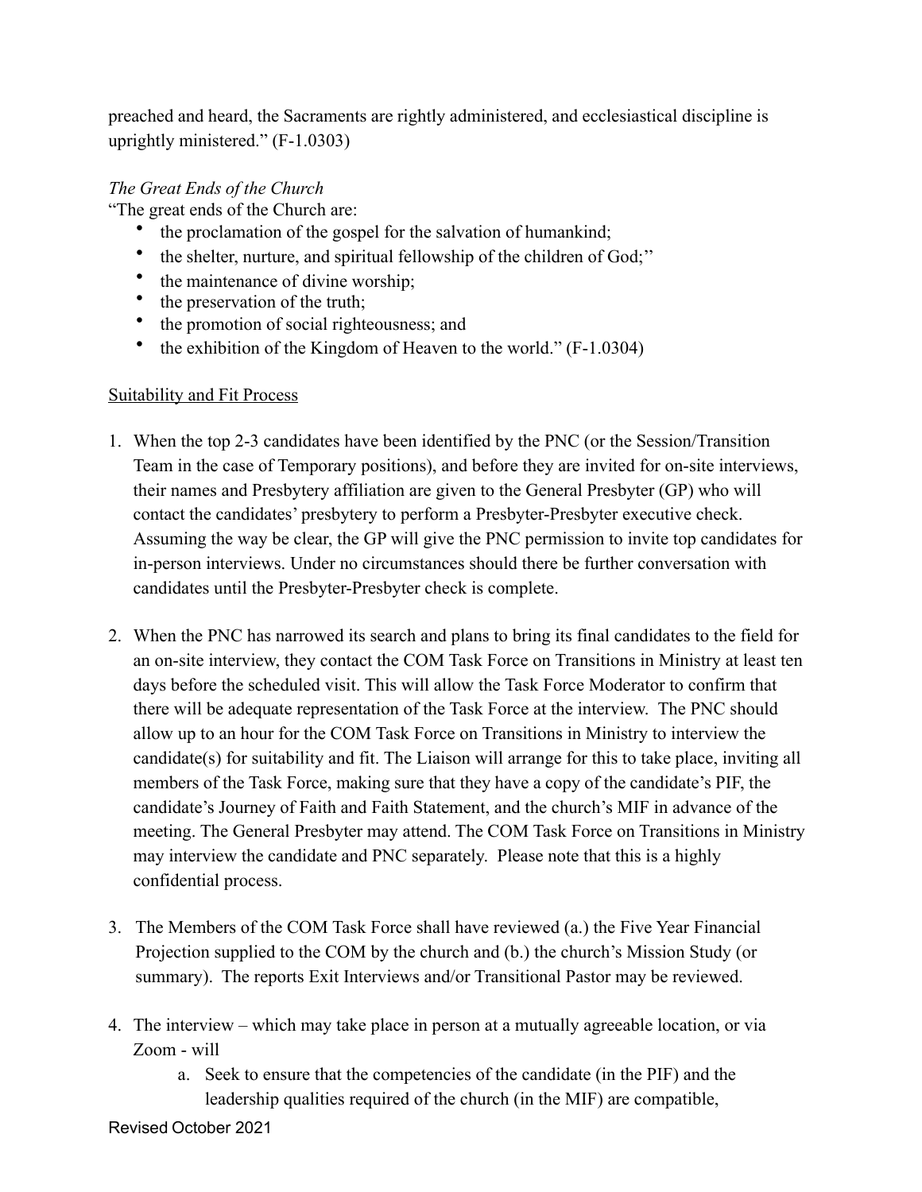preached and heard, the Sacraments are rightly administered, and ecclesiastical discipline is uprightly ministered." (F-1.0303)

*The Great Ends of the Church*

"The great ends of the Church are:

- the proclamation of the gospel for the salvation of humankind;
- the shelter, nurture, and spiritual fellowship of the children of God;''
- the maintenance of divine worship;
- the preservation of the truth;
- the promotion of social righteousness; and
- the exhibition of the Kingdom of Heaven to the world." (F-1.0304)

<u>Suitability and Fit Process</u>

1. When the top 2-3 candidates have been identified by the PNC (or the Session/Transition Team in the case of Temporary positions), and before they are invited for on-site interviews, their names and Presbytery affiliation are given to the General Presbyter (GP) who will contact the candidates' presbytery to perform a Presbyter-Presbyter executive check. Assuming the way be clear, the GP will give the PNC permission to invite top candidates for in-person interviews. Under no circumstances should there be further conversation with candidates until the Presbyter-Presbyter check is complete.

2. When the PNC has narrowed its search and plans to bring its final candidates to the field for an on-site interview, they contact the COM Task Force on Transitions in Ministry at least ten days before the scheduled visit. This will allow the Task Force Moderator to confirm that there will be adequate representation of the Task Force at the interview. The PNC should allow up to an hour for the COM Task Force on Transitions in Ministry to interview the candidate(s) for suitability and fit. The Liaison will arrange for this to take place, inviting all members of the Task Force, making sure that they have a copy of the candidate's PIF, the candidate's Journey of Faith and Faith Statement, and the church's MIF in advance of the meeting. The General Presbyter may attend. The COM Task Force on Transitions in Ministry may interview the candidate and PNC separately. Please note that this is a highly confidential process.

3. The Members of the COM Task Force shall have reviewed (a.) the Five Year Financial Projection supplied to the COM by the church and (b.) the church's Mission Study (or summary). The reports Exit Interviews and/or Transitional Pastor may be reviewed.

4. The interview – which may take place in person at a mutually agreeable location, or via Zoom - will
   a. Seek to ensure that the competencies of the candidate (in the PIF) and the leadership qualities required of the church (in the MIF) are compatible,

Revised October 2021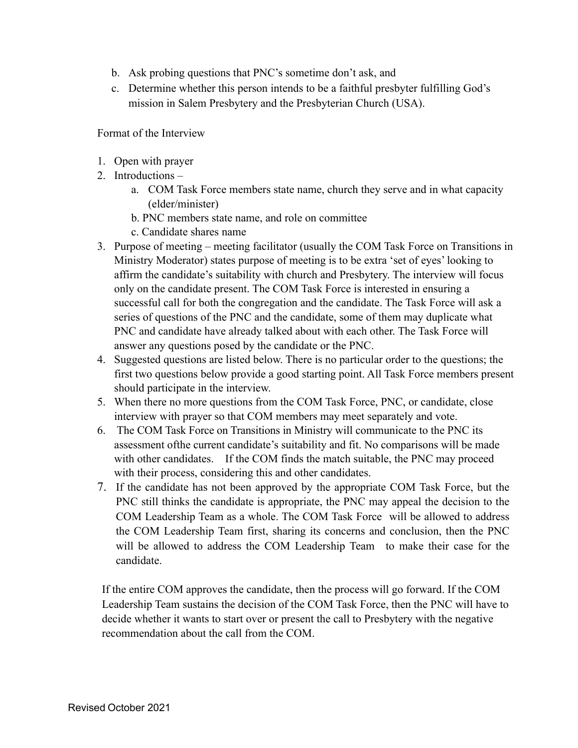b. Ask probing questions that PNC's sometime don't ask, and
c. Determine whether this person intends to be a faithful presbyter fulfilling God's mission in Salem Presbytery and the Presbyterian Church (USA).

Format of the Interview

1. Open with prayer
2. Introductions –
    a. COM Task Force members state name, church they serve and in what capacity (elder/minister)
    b. PNC members state name, and role on committee
    c. Candidate shares name
3. Purpose of meeting – meeting facilitator (usually the COM Task Force on Transitions in Ministry Moderator) states purpose of meeting is to be extra 'set of eyes' looking to affirm the candidate's suitability with church and Presbytery. The interview will focus only on the candidate present. The COM Task Force is interested in ensuring a successful call for both the congregation and the candidate. The Task Force will ask a series of questions of the PNC and the candidate, some of them may duplicate what PNC and candidate have already talked about with each other. The Task Force will answer any questions posed by the candidate or the PNC.
4. Suggested questions are listed below. There is no particular order to the questions; the first two questions below provide a good starting point. All Task Force members present should participate in the interview.
5. When there no more questions from the COM Task Force, PNC, or candidate, close interview with prayer so that COM members may meet separately and vote.
6. The COM Task Force on Transitions in Ministry will communicate to the PNC its assessment ofthe current candidate's suitability and fit. No comparisons will be made with other candidates. If the COM finds the match suitable, the PNC may proceed with their process, considering this and other candidates.
7. If the candidate has not been approved by the appropriate COM Task Force, but the PNC still thinks the candidate is appropriate, the PNC may appeal the decision to the COM Leadership Team as a whole. The COM Task Force will be allowed to address the COM Leadership Team first, sharing its concerns and conclusion, then the PNC will be allowed to address the COM Leadership Team to make their case for the candidate.

If the entire COM approves the candidate, then the process will go forward. If the COM Leadership Team sustains the decision of the COM Task Force, then the PNC will have to decide whether it wants to start over or present the call to Presbytery with the negative recommendation about the call from the COM.

Revised October 2021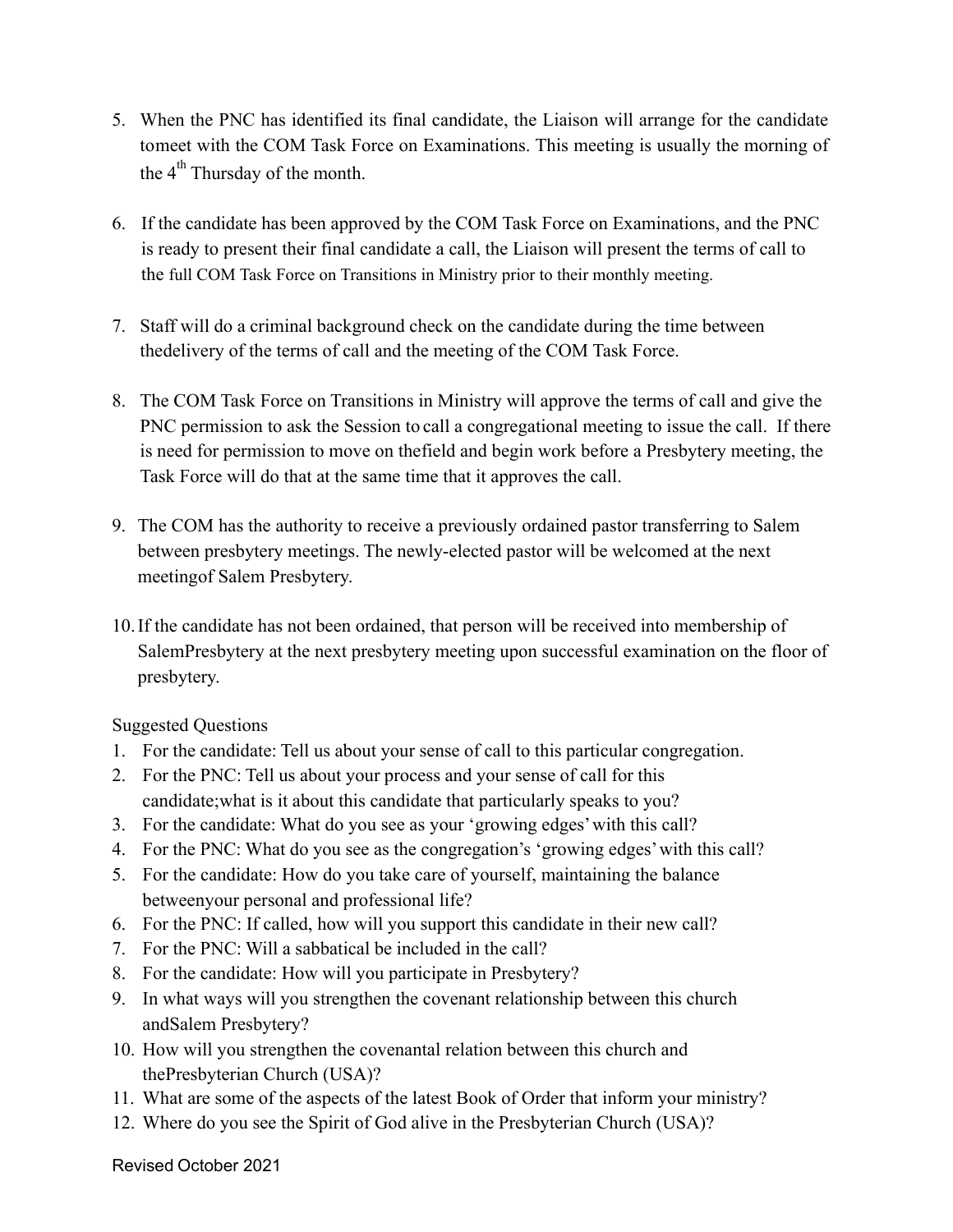5. When the PNC has identified its final candidate, the Liaison will arrange for the candidate tomeet with the COM Task Force on Examinations. This meeting is usually the morning of the 4th Thursday of the month.

6. If the candidate has been approved by the COM Task Force on Examinations, and the PNC is ready to present their final candidate a call, the Liaison will present the terms of call to the full COM Task Force on Transitions in Ministry prior to their monthly meeting.

7. Staff will do a criminal background check on the candidate during the time between thedelivery of the terms of call and the meeting of the COM Task Force.

8. The COM Task Force on Transitions in Ministry will approve the terms of call and give the PNC permission to ask the Session to call a congregational meeting to issue the call. If there is need for permission to move on thefield and begin work before a Presbytery meeting, the Task Force will do that at the same time that it approves the call.

9. The COM has the authority to receive a previously ordained pastor transferring to Salem between presbytery meetings. The newly-elected pastor will be welcomed at the next meetingof Salem Presbytery.

10. If the candidate has not been ordained, that person will be received into membership of SalemPresbytery at the next presbytery meeting upon successful examination on the floor of presbytery.

Suggested Questions

1. For the candidate: Tell us about your sense of call to this particular congregation.
2. For the PNC: Tell us about your process and your sense of call for this candidate;what is it about this candidate that particularly speaks to you?
3. For the candidate: What do you see as your 'growing edges' with this call?
4. For the PNC: What do you see as the congregation's 'growing edges' with this call?
5. For the candidate: How do you take care of yourself, maintaining the balance betweenyour personal and professional life?
6. For the PNC: If called, how will you support this candidate in their new call?
7. For the PNC: Will a sabbatical be included in the call?
8. For the candidate: How will you participate in Presbytery?
9. In what ways will you strengthen the covenant relationship between this church andSalem Presbytery?
10. How will you strengthen the covenantal relation between this church and thePresbyterian Church (USA)?
11. What are some of the aspects of the latest Book of Order that inform your ministry?
12. Where do you see the Spirit of God alive in the Presbyterian Church (USA)?

Revised October 2021